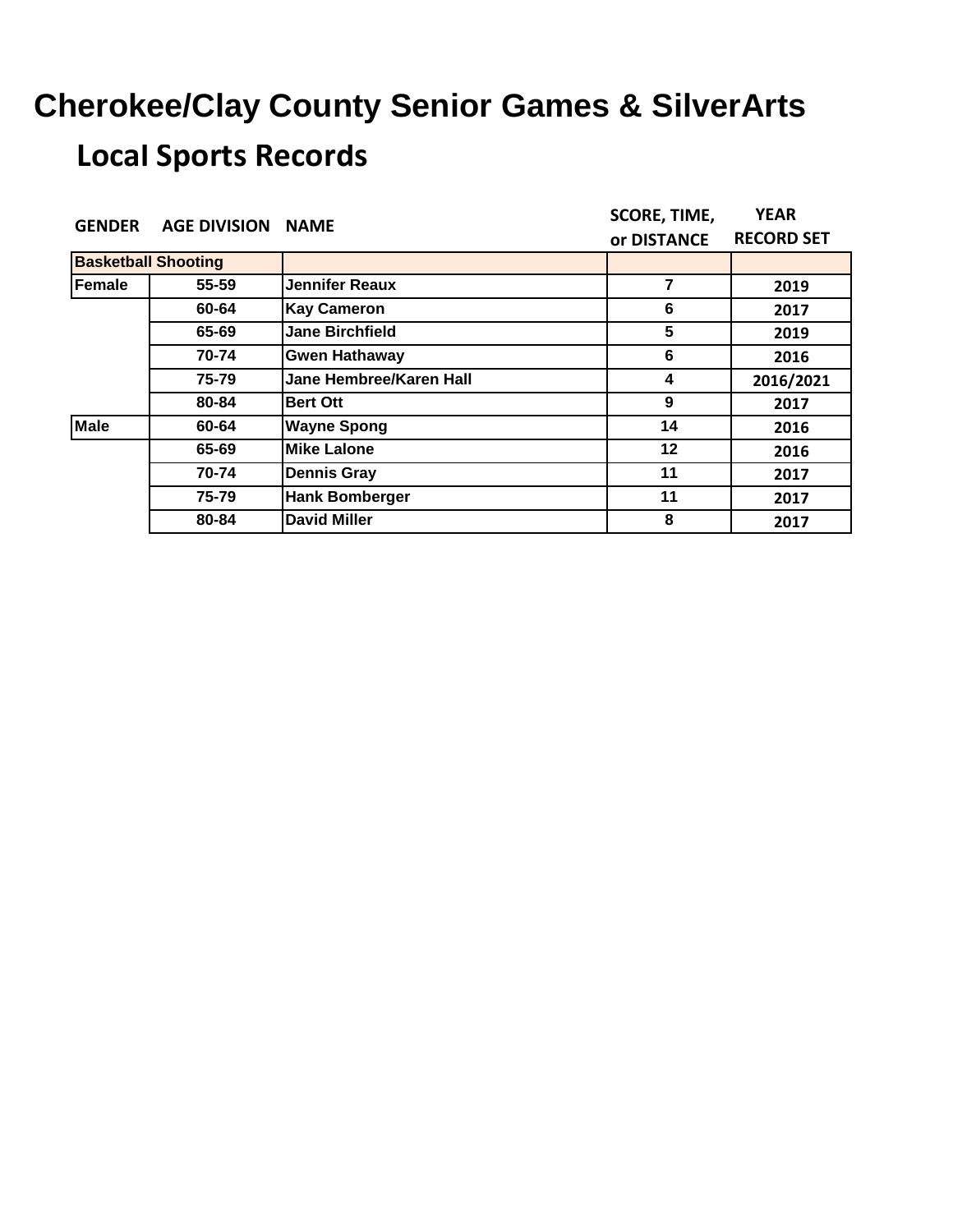# Cherokee/Clay County Senior Games & SilverArts

## Local Sports Records

| GENDER | AGE DIVISION | NAME | SCORE, TIME, or DISTANCE | YEAR RECORD SET |
|---|---|---|---|---|
| **Basketball Shooting** | | | | |
| Female | 55-59 | Jennifer Reaux | 7 | 2019 |
| | 60-64 | Kay Cameron | 6 | 2017 |
| | 65-69 | Jane Birchfield | 5 | 2019 |
| | 70-74 | Gwen Hathaway | 6 | 2016 |
| | 75-79 | Jane Hembree/Karen Hall | 4 | 2016/2021 |
| | 80-84 | Bert Ott | 9 | 2017 |
| Male | 60-64 | Wayne Spong | 14 | 2016 |
| | 65-69 | Mike Lalone | 12 | 2016 |
| | 70-74 | Dennis Gray | 11 | 2017 |
| | 75-79 | Hank Bomberger | 11 | 2017 |
| | 80-84 | David Miller | 8 | 2017 |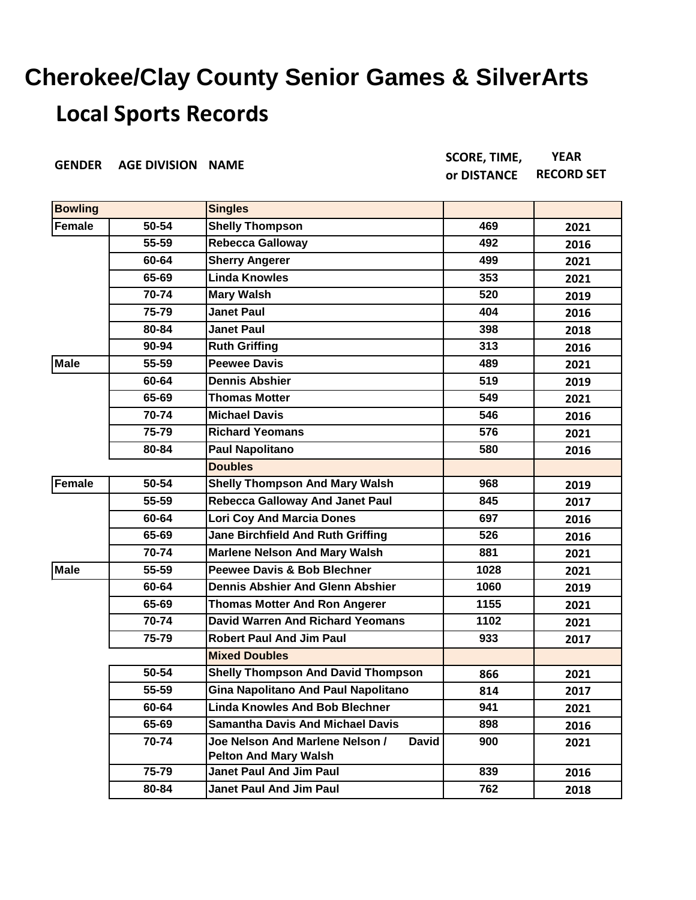# Cherokee/Clay County Senior Games & SilverArts

## Local Sports Records

| GENDER | AGE DIVISION | NAME | SCORE, TIME, or DISTANCE | YEAR RECORD SET |
|---|---|---|---|---|
| **Bowling** | | **Singles** | | |
| Female | 50-54 | Shelly Thompson | 469 | 2021 |
| | 55-59 | Rebecca Galloway | 492 | 2016 |
| | 60-64 | Sherry Angerer | 499 | 2021 |
| | 65-69 | Linda Knowles | 353 | 2021 |
| | 70-74 | Mary Walsh | 520 | 2019 |
| | 75-79 | Janet Paul | 404 | 2016 |
| | 80-84 | Janet Paul | 398 | 2018 |
| | 90-94 | Ruth Griffing | 313 | 2016 |
| Male | 55-59 | Peewee Davis | 489 | 2021 |
| | 60-64 | Dennis Abshier | 519 | 2019 |
| | 65-69 | Thomas Motter | 549 | 2021 |
| | 70-74 | Michael Davis | 546 | 2016 |
| | 75-79 | Richard Yeomans | 576 | 2021 |
| | 80-84 | Paul Napolitano | 580 | 2016 |
| | | **Doubles** | | |
| Female | 50-54 | Shelly Thompson And Mary Walsh | 968 | 2019 |
| | 55-59 | Rebecca Galloway And Janet Paul | 845 | 2017 |
| | 60-64 | Lori Coy And Marcia Dones | 697 | 2016 |
| | 65-69 | Jane Birchfield And Ruth Griffing | 526 | 2016 |
| | 70-74 | Marlene Nelson And Mary Walsh | 881 | 2021 |
| Male | 55-59 | Peewee Davis & Bob Blechner | 1028 | 2021 |
| | 60-64 | Dennis Abshier And Glenn Abshier | 1060 | 2019 |
| | 65-69 | Thomas Motter And Ron Angerer | 1155 | 2021 |
| | 70-74 | David Warren And Richard Yeomans | 1102 | 2021 |
| | 75-79 | Robert Paul And Jim Paul | 933 | 2017 |
| | | **Mixed Doubles** | | |
| | 50-54 | Shelly Thompson And David Thompson | 866 | 2021 |
| | 55-59 | Gina Napolitano And Paul Napolitano | 814 | 2017 |
| | 60-64 | Linda Knowles And Bob Blechner | 941 | 2021 |
| | 65-69 | Samantha Davis And Michael Davis | 898 | 2016 |
| | 70-74 | Joe Nelson And Marlene Nelson / David Pelton And Mary Walsh | 900 | 2021 |
| | 75-79 | Janet Paul And Jim Paul | 839 | 2016 |
| | 80-84 | Janet Paul And Jim Paul | 762 | 2018 |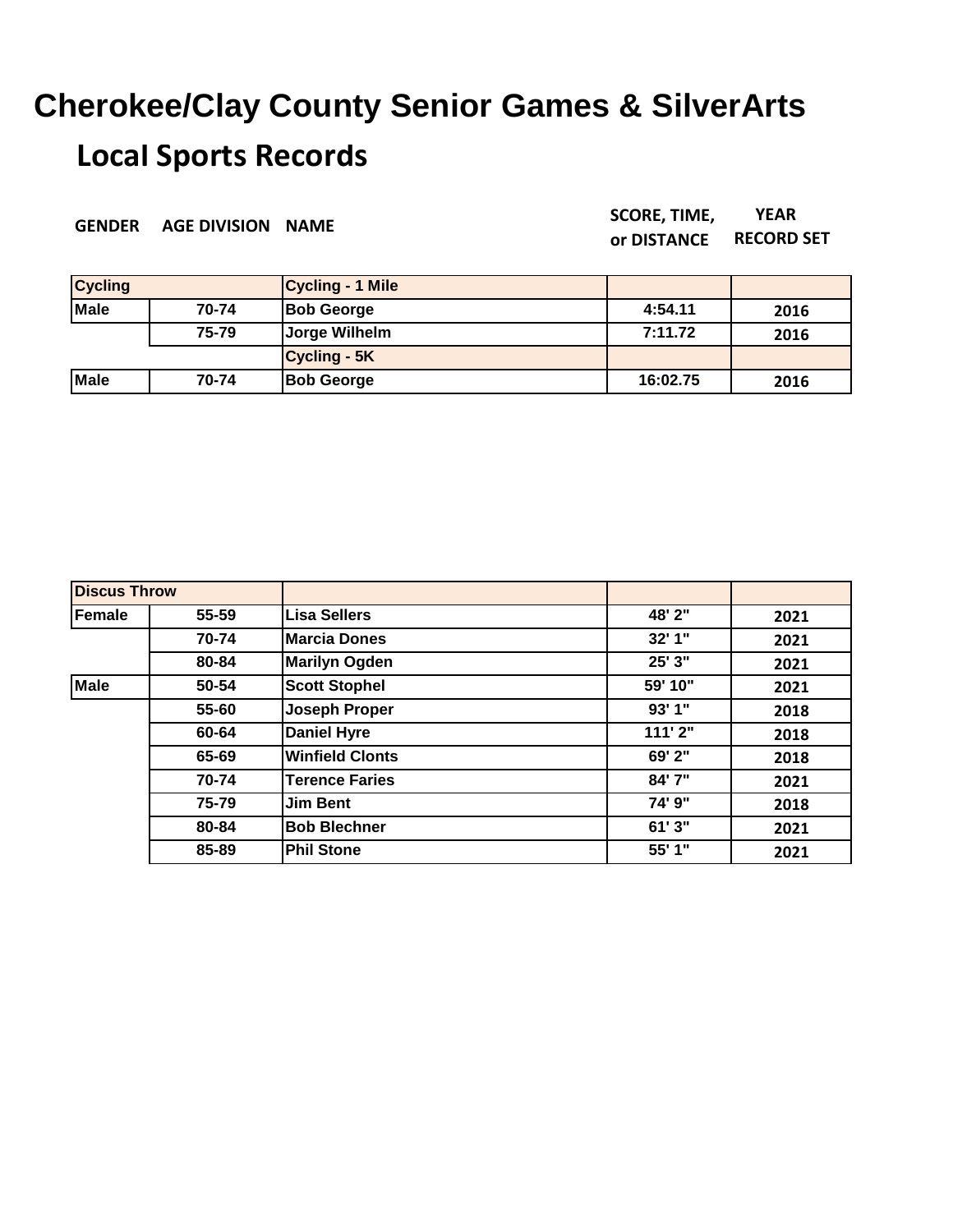# Cherokee/Clay County Senior Games & SilverArts

## Local Sports Records

| GENDER | AGE DIVISION | NAME | SCORE, TIME, or DISTANCE | YEAR RECORD SET |
|---|---|---|---|---|
| **Cycling** | | **Cycling - 1 Mile** | | |
| Male | 70-74 | Bob George | 4:54.11 | 2016 |
| | 75-79 | Jorge Wilhelm | 7:11.72 | 2016 |
| | | **Cycling - 5K** | | |
| Male | 70-74 | Bob George | 16:02.75 | 2016 |

| GENDER | AGE DIVISION | NAME | SCORE, TIME, or DISTANCE | YEAR RECORD SET |
|---|---|---|---|---|
| **Discus Throw** | | | | |
| Female | 55-59 | Lisa Sellers | 48' 2" | 2021 |
| | 70-74 | Marcia Dones | 32' 1" | 2021 |
| | 80-84 | Marilyn Ogden | 25' 3" | 2021 |
| Male | 50-54 | Scott Stophel | 59' 10" | 2021 |
| | 55-60 | Joseph Proper | 93' 1" | 2018 |
| | 60-64 | Daniel Hyre | 111' 2" | 2018 |
| | 65-69 | Winfield Clonts | 69' 2" | 2018 |
| | 70-74 | Terence Faries | 84' 7" | 2021 |
| | 75-79 | Jim Bent | 74' 9" | 2018 |
| | 80-84 | Bob Blechner | 61' 3" | 2021 |
| | 85-89 | Phil Stone | 55' 1" | 2021 |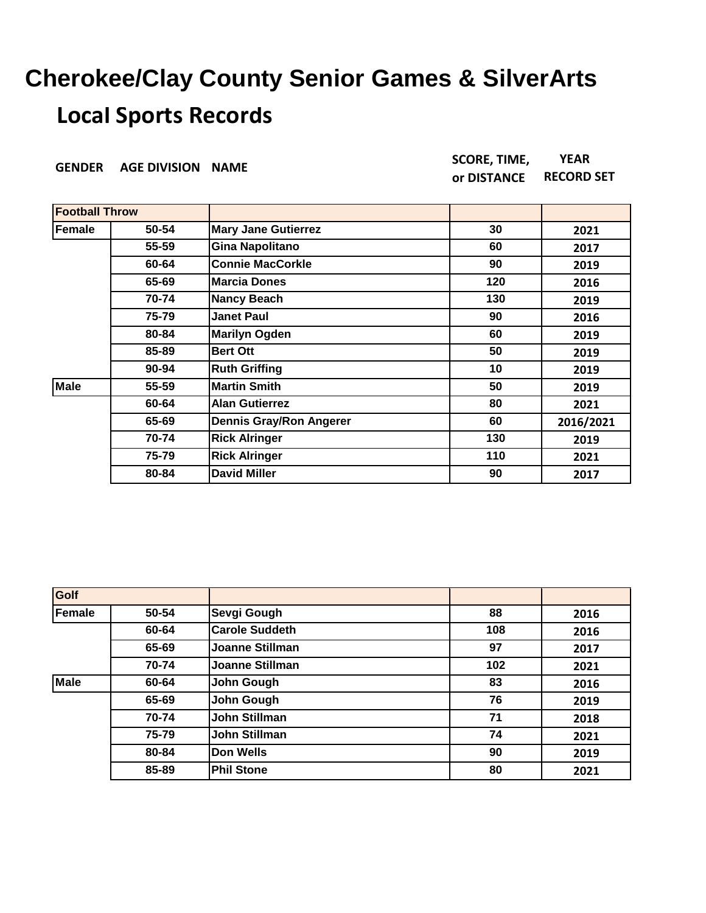# Cherokee/Clay County Senior Games & SilverArts

## Local Sports Records

| GENDER | AGE DIVISION | NAME | SCORE, TIME, or DISTANCE | YEAR RECORD SET |
|---|---|---|---|---|
| **Football Throw** | | | | |
| Female | 50-54 | Mary Jane Gutierrez | 30 | 2021 |
| | 55-59 | Gina Napolitano | 60 | 2017 |
| | 60-64 | Connie MacCorkle | 90 | 2019 |
| | 65-69 | Marcia Dones | 120 | 2016 |
| | 70-74 | Nancy Beach | 130 | 2019 |
| | 75-79 | Janet Paul | 90 | 2016 |
| | 80-84 | Marilyn Ogden | 60 | 2019 |
| | 85-89 | Bert Ott | 50 | 2019 |
| | 90-94 | Ruth Griffing | 10 | 2019 |
| Male | 55-59 | Martin Smith | 50 | 2019 |
| | 60-64 | Alan Gutierrez | 80 | 2021 |
| | 65-69 | Dennis Gray/Ron Angerer | 60 | 2016/2021 |
| | 70-74 | Rick Alringer | 130 | 2019 |
| | 75-79 | Rick Alringer | 110 | 2021 |
| | 80-84 | David Miller | 90 | 2017 |

| GENDER | AGE DIVISION | NAME | SCORE, TIME, or DISTANCE | YEAR RECORD SET |
|---|---|---|---|---|
| **Golf** | | | | |
| Female | 50-54 | Sevgi Gough | 88 | 2016 |
| | 60-64 | Carole Suddeth | 108 | 2016 |
| | 65-69 | Joanne Stillman | 97 | 2017 |
| | 70-74 | Joanne Stillman | 102 | 2021 |
| Male | 60-64 | John Gough | 83 | 2016 |
| | 65-69 | John Gough | 76 | 2019 |
| | 70-74 | John Stillman | 71 | 2018 |
| | 75-79 | John Stillman | 74 | 2021 |
| | 80-84 | Don Wells | 90 | 2019 |
| | 85-89 | Phil Stone | 80 | 2021 |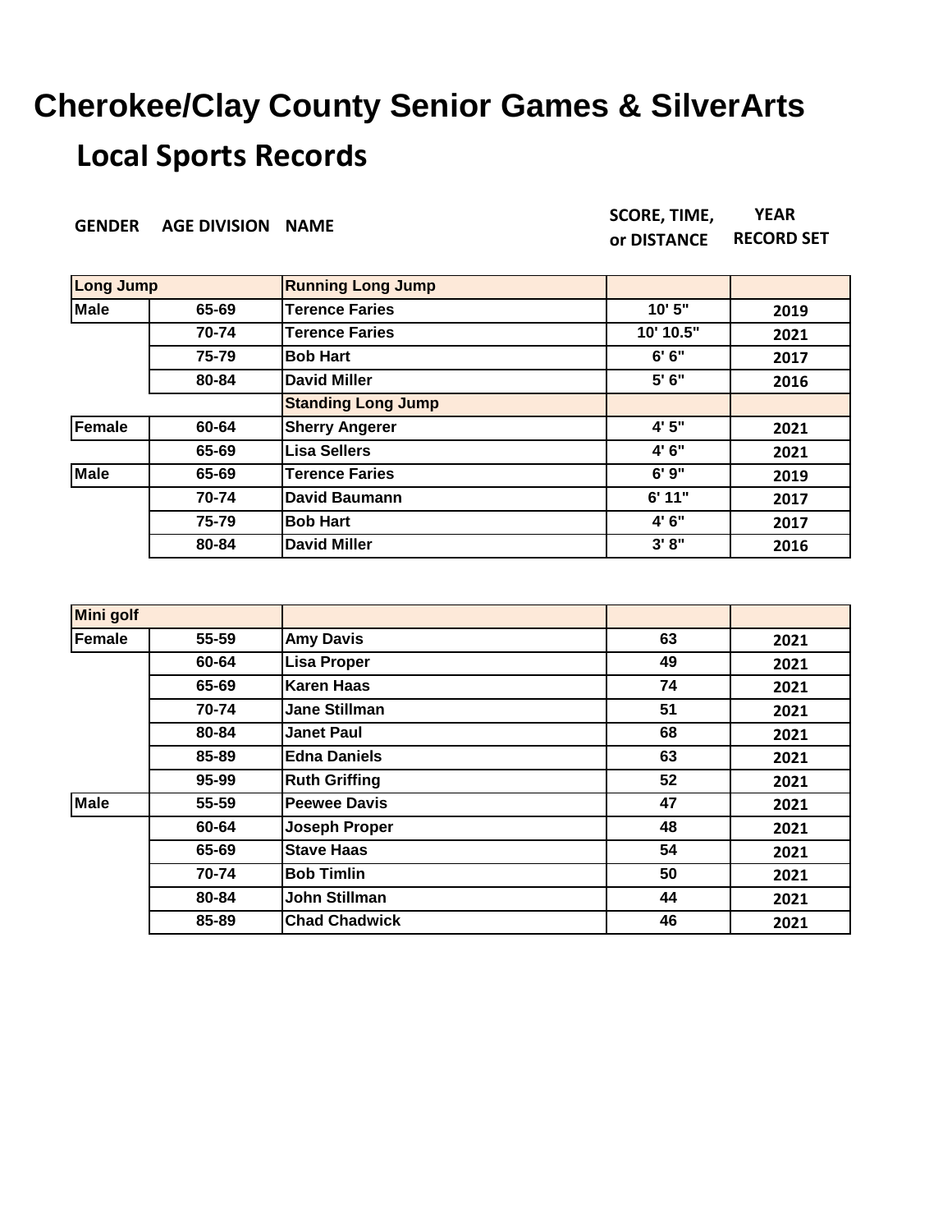# Cherokee/Clay County Senior Games & SilverArts

## Local Sports Records

| GENDER | AGE DIVISION | NAME | SCORE, TIME, or DISTANCE | YEAR RECORD SET |
|---|---|---|---|---|
| **Long Jump** | | **Running Long Jump** | | |
| Male | 65-69 | Terence Faries | 10' 5" | 2019 |
| | 70-74 | Terence Faries | 10' 10.5" | 2021 |
| | 75-79 | Bob Hart | 6' 6" | 2017 |
| | 80-84 | David Miller | 5' 6" | 2016 |
| | | **Standing Long Jump** | | |
| Female | 60-64 | Sherry Angerer | 4' 5" | 2021 |
| | 65-69 | Lisa Sellers | 4' 6" | 2021 |
| Male | 65-69 | Terence Faries | 6' 9" | 2019 |
| | 70-74 | David Baumann | 6' 11" | 2017 |
| | 75-79 | Bob Hart | 4' 6" | 2017 |
| | 80-84 | David Miller | 3' 8" | 2016 |

| GENDER | AGE DIVISION | NAME | SCORE, TIME, or DISTANCE | YEAR RECORD SET |
|---|---|---|---|---|
| **Mini golf** | | | | |
| Female | 55-59 | Amy Davis | 63 | 2021 |
| | 60-64 | Lisa Proper | 49 | 2021 |
| | 65-69 | Karen Haas | 74 | 2021 |
| | 70-74 | Jane Stillman | 51 | 2021 |
| | 80-84 | Janet Paul | 68 | 2021 |
| | 85-89 | Edna Daniels | 63 | 2021 |
| | 95-99 | Ruth Griffing | 52 | 2021 |
| Male | 55-59 | Peewee Davis | 47 | 2021 |
| | 60-64 | Joseph Proper | 48 | 2021 |
| | 65-69 | Stave Haas | 54 | 2021 |
| | 70-74 | Bob Timlin | 50 | 2021 |
| | 80-84 | John Stillman | 44 | 2021 |
| | 85-89 | Chad Chadwick | 46 | 2021 |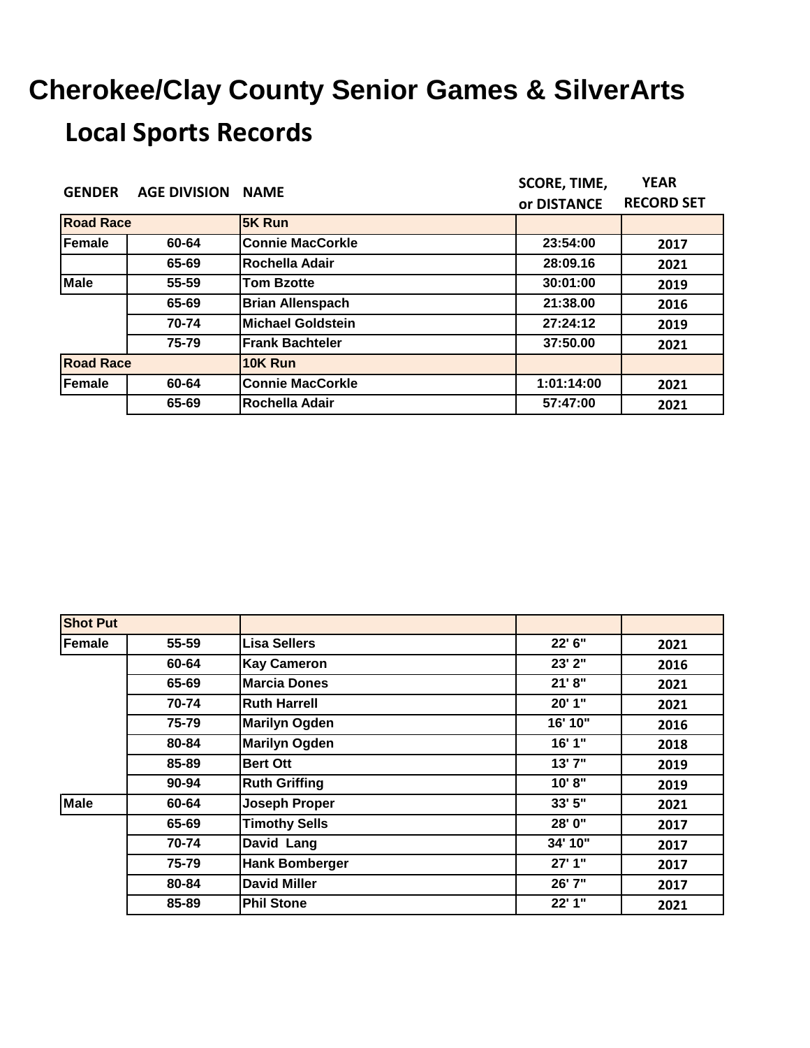# Cherokee/Clay County Senior Games & SilverArts

## Local Sports Records

| GENDER | AGE DIVISION | NAME | SCORE, TIME, or DISTANCE | YEAR RECORD SET |
|---|---|---|---|---|
| **Road Race** | | **5K Run** | | |
| Female | 60-64 | Connie MacCorkle | 23:54:00 | 2017 |
| | 65-69 | Rochella Adair | 28:09.16 | 2021 |
| Male | 55-59 | Tom Bzotte | 30:01:00 | 2019 |
| | 65-69 | Brian Allenspach | 21:38.00 | 2016 |
| | 70-74 | Michael Goldstein | 27:24:12 | 2019 |
| | 75-79 | Frank Bachteler | 37:50.00 | 2021 |
| **Road Race** | | **10K Run** | | |
| Female | 60-64 | Connie MacCorkle | 1:01:14:00 | 2021 |
| | 65-69 | Rochella Adair | 57:47:00 | 2021 |

| GENDER | AGE DIVISION | NAME | SCORE, TIME, or DISTANCE | YEAR RECORD SET |
|---|---|---|---|---|
| **Shot Put** | | | | |
| Female | 55-59 | Lisa Sellers | 22' 6" | 2021 |
| | 60-64 | Kay Cameron | 23' 2" | 2016 |
| | 65-69 | Marcia Dones | 21' 8" | 2021 |
| | 70-74 | Ruth Harrell | 20' 1" | 2021 |
| | 75-79 | Marilyn Ogden | 16' 10" | 2016 |
| | 80-84 | Marilyn Ogden | 16' 1" | 2018 |
| | 85-89 | Bert Ott | 13' 7" | 2019 |
| | 90-94 | Ruth Griffing | 10' 8" | 2019 |
| Male | 60-64 | Joseph Proper | 33' 5" | 2021 |
| | 65-69 | Timothy Sells | 28' 0" | 2017 |
| | 70-74 | David Lang | 34' 10" | 2017 |
| | 75-79 | Hank Bomberger | 27' 1" | 2017 |
| | 80-84 | David Miller | 26' 7" | 2017 |
| | 85-89 | Phil Stone | 22' 1" | 2021 |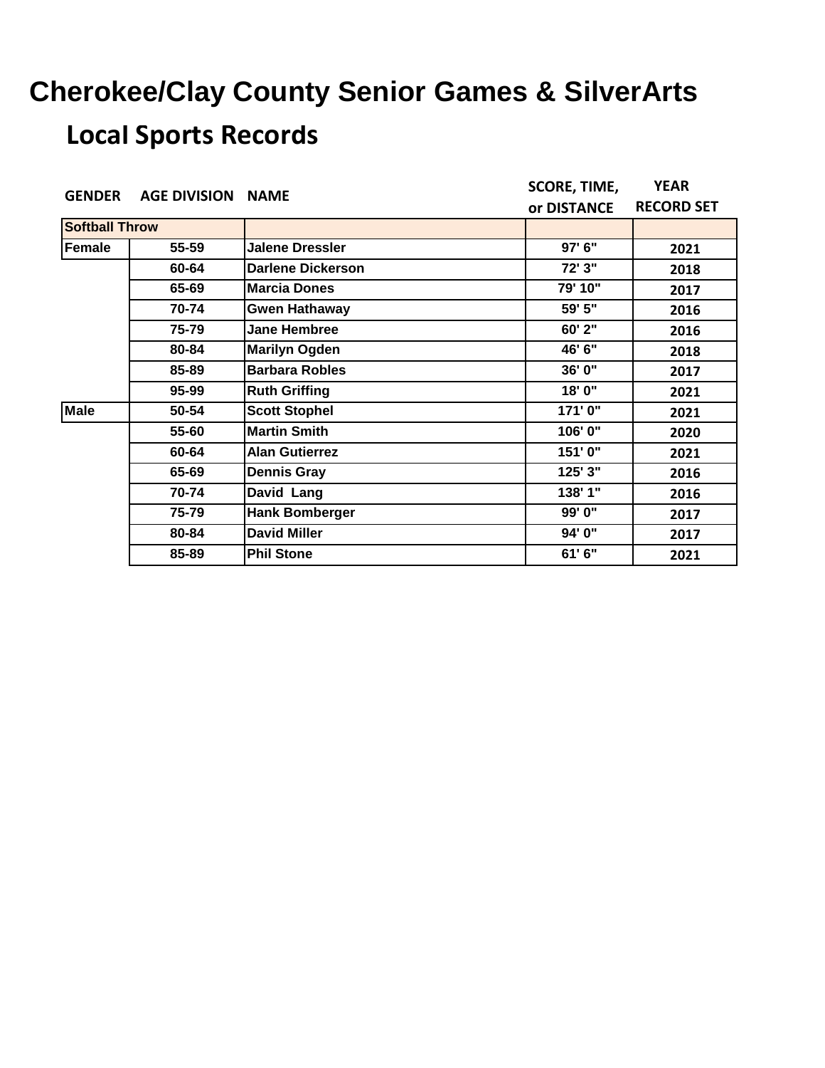# Cherokee/Clay County Senior Games & SilverArts

## Local Sports Records

| GENDER | AGE DIVISION | NAME | SCORE, TIME, or DISTANCE | YEAR RECORD SET |
|---|---|---|---|---|
| **Softball Throw** | | | | |
| Female | 55-59 | Jalene Dressler | 97' 6" | 2021 |
| | 60-64 | Darlene Dickerson | 72' 3" | 2018 |
| | 65-69 | Marcia Dones | 79' 10" | 2017 |
| | 70-74 | Gwen Hathaway | 59' 5" | 2016 |
| | 75-79 | Jane Hembree | 60' 2" | 2016 |
| | 80-84 | Marilyn Ogden | 46' 6" | 2018 |
| | 85-89 | Barbara Robles | 36' 0" | 2017 |
| | 95-99 | Ruth Griffing | 18' 0" | 2021 |
| Male | 50-54 | Scott Stophel | 171' 0" | 2021 |
| | 55-60 | Martin Smith | 106' 0" | 2020 |
| | 60-64 | Alan Gutierrez | 151' 0" | 2021 |
| | 65-69 | Dennis Gray | 125' 3" | 2016 |
| | 70-74 | David Lang | 138' 1" | 2016 |
| | 75-79 | Hank Bomberger | 99' 0" | 2017 |
| | 80-84 | David Miller | 94' 0" | 2017 |
| | 85-89 | Phil Stone | 61' 6" | 2021 |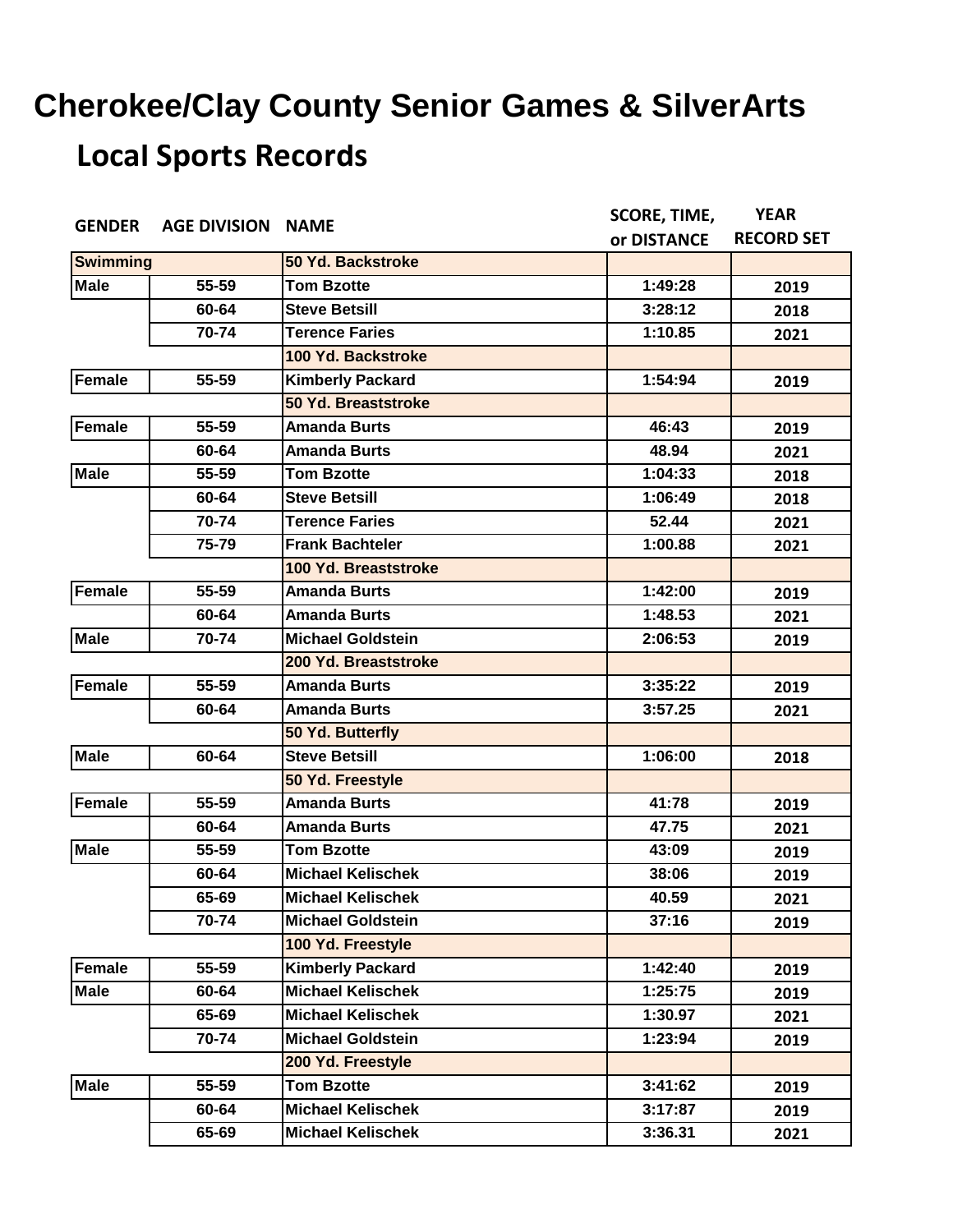# Cherokee/Clay County Senior Games & SilverArts

## Local Sports Records

| GENDER | AGE DIVISION | NAME | SCORE, TIME, or DISTANCE | YEAR RECORD SET |
|---|---|---|---|---|
| **Swimming** | | **50 Yd. Backstroke** | | |
| Male | 55-59 | Tom Bzotte | 1:49:28 | 2019 |
| | 60-64 | Steve Betsill | 3:28:12 | 2018 |
| | 70-74 | Terence Faries | 1:10.85 | 2021 |
| | | **100 Yd. Backstroke** | | |
| Female | 55-59 | Kimberly Packard | 1:54:94 | 2019 |
| | | **50 Yd. Breaststroke** | | |
| Female | 55-59 | Amanda Burts | 46:43 | 2019 |
| | 60-64 | Amanda Burts | 48.94 | 2021 |
| Male | 55-59 | Tom Bzotte | 1:04:33 | 2018 |
| | 60-64 | Steve Betsill | 1:06:49 | 2018 |
| | 70-74 | Terence Faries | 52.44 | 2021 |
| | 75-79 | Frank Bachteler | 1:00.88 | 2021 |
| | | **100 Yd. Breaststroke** | | |
| Female | 55-59 | Amanda Burts | 1:42:00 | 2019 |
| | 60-64 | Amanda Burts | 1:48.53 | 2021 |
| Male | 70-74 | Michael Goldstein | 2:06:53 | 2019 |
| | | **200 Yd. Breaststroke** | | |
| Female | 55-59 | Amanda Burts | 3:35:22 | 2019 |
| | 60-64 | Amanda Burts | 3:57.25 | 2021 |
| | | **50 Yd. Butterfly** | | |
| Male | 60-64 | Steve Betsill | 1:06:00 | 2018 |
| | | **50 Yd. Freestyle** | | |
| Female | 55-59 | Amanda Burts | 41:78 | 2019 |
| | 60-64 | Amanda Burts | 47.75 | 2021 |
| Male | 55-59 | Tom Bzotte | 43:09 | 2019 |
| | 60-64 | Michael Kelischek | 38:06 | 2019 |
| | 65-69 | Michael Kelischek | 40.59 | 2021 |
| | 70-74 | Michael Goldstein | 37:16 | 2019 |
| | | **100 Yd. Freestyle** | | |
| Female | 55-59 | Kimberly Packard | 1:42:40 | 2019 |
| Male | 60-64 | Michael Kelischek | 1:25:75 | 2019 |
| | 65-69 | Michael Kelischek | 1:30.97 | 2021 |
| | 70-74 | Michael Goldstein | 1:23:94 | 2019 |
| | | **200 Yd. Freestyle** | | |
| Male | 55-59 | Tom Bzotte | 3:41:62 | 2019 |
| | 60-64 | Michael Kelischek | 3:17:87 | 2019 |
| | 65-69 | Michael Kelischek | 3:36.31 | 2021 |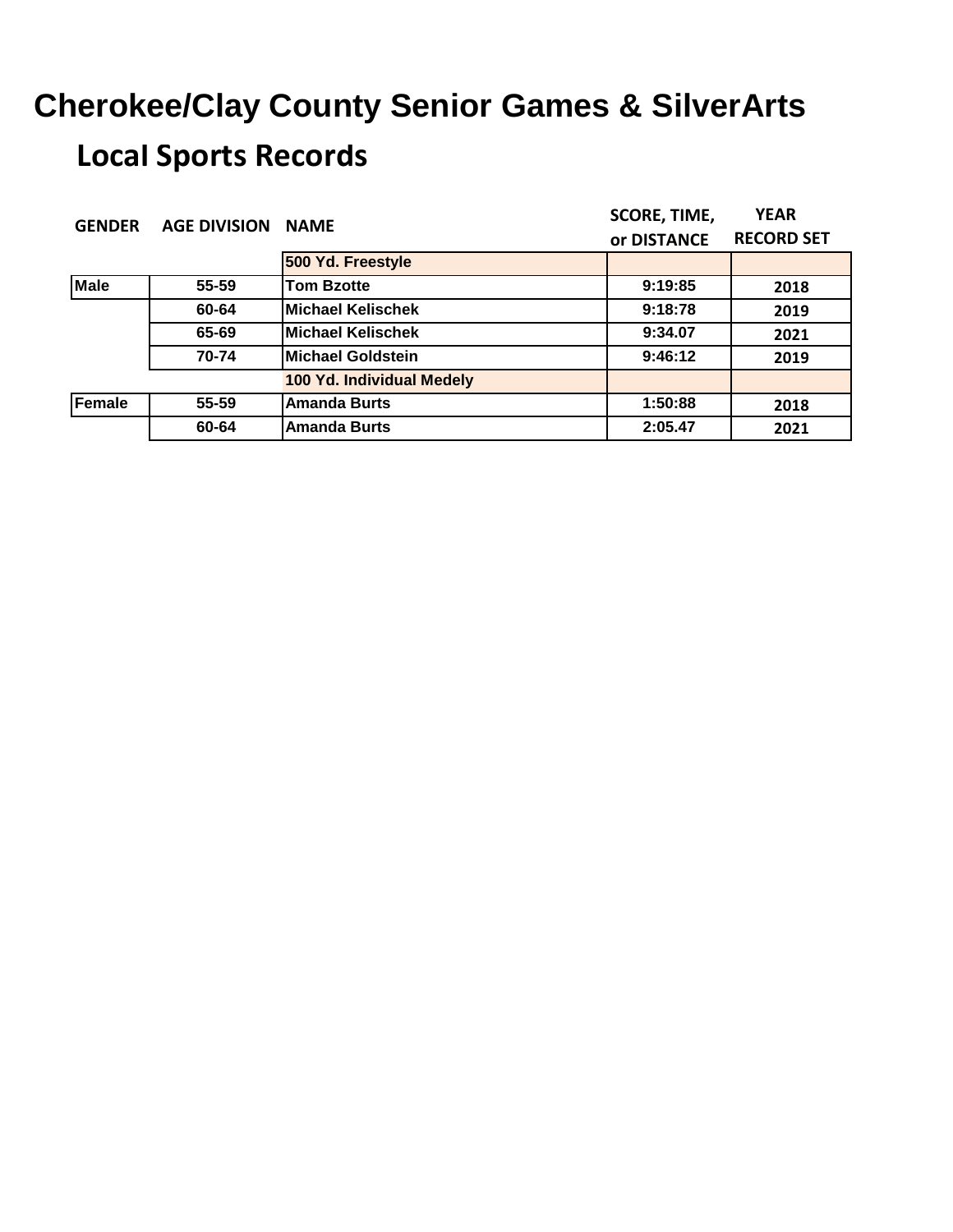# Cherokee/Clay County Senior Games & SilverArts

## Local Sports Records

| GENDER | AGE DIVISION | NAME | SCORE, TIME, or DISTANCE | YEAR RECORD SET |
|---|---|---|---|---|
| | | **500 Yd. Freestyle** | | |
| Male | 55-59 | Tom Bzotte | 9:19:85 | 2018 |
| | 60-64 | Michael Kelischek | 9:18:78 | 2019 |
| | 65-69 | Michael Kelischek | 9:34.07 | 2021 |
| | 70-74 | Michael Goldstein | 9:46:12 | 2019 |
| | | **100 Yd. Individual Medely** | | |
| Female | 55-59 | Amanda Burts | 1:50:88 | 2018 |
| | 60-64 | Amanda Burts | 2:05.47 | 2021 |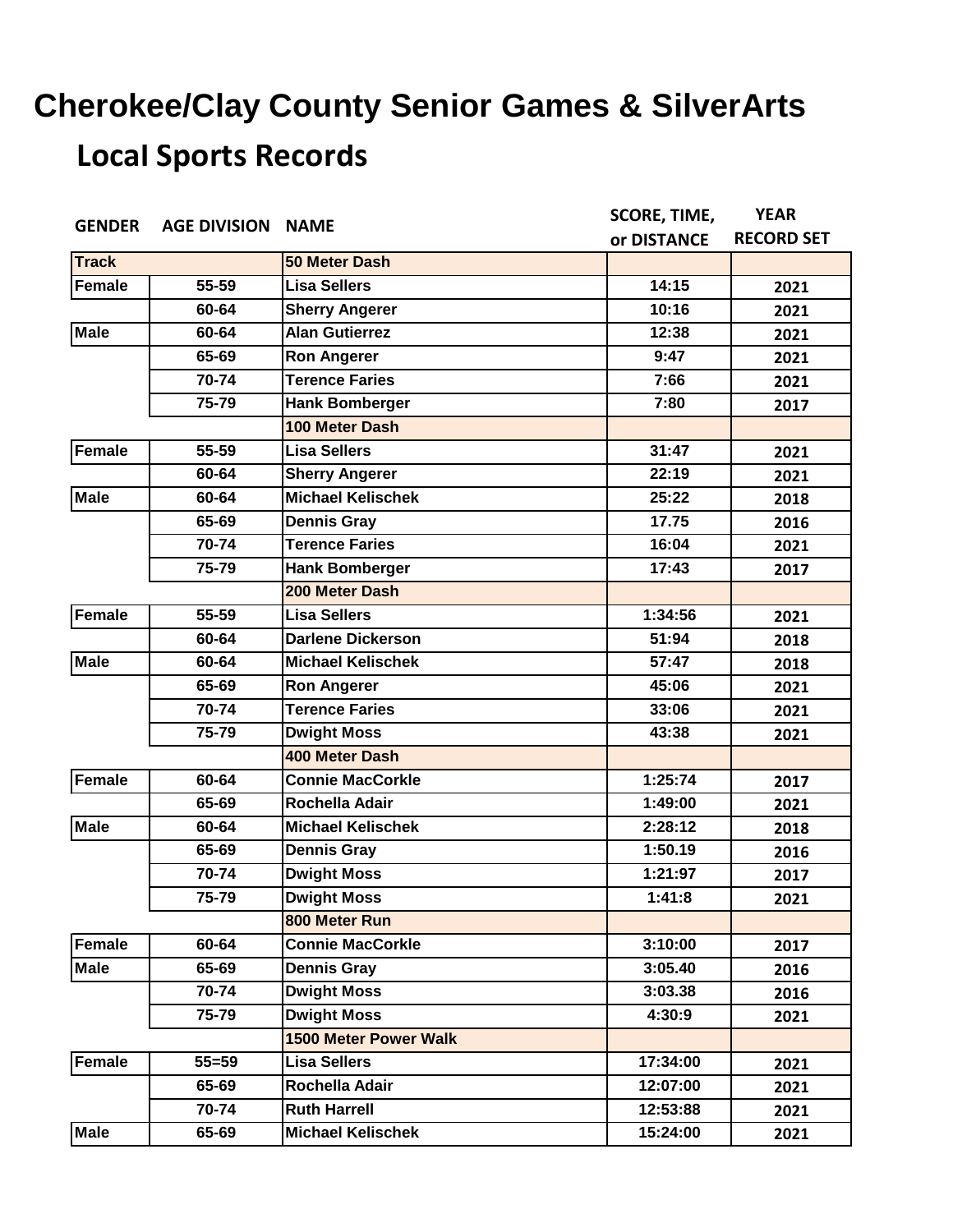# Cherokee/Clay County Senior Games & SilverArts

## Local Sports Records

| GENDER | AGE DIVISION | NAME | SCORE, TIME, or DISTANCE | YEAR RECORD SET |
|---|---|---|---|---|
| **Track** | | **50 Meter Dash** | | |
| Female | 55-59 | Lisa Sellers | 14:15 | 2021 |
| | 60-64 | Sherry Angerer | 10:16 | 2021 |
| Male | 60-64 | Alan Gutierrez | 12:38 | 2021 |
| | 65-69 | Ron Angerer | 9:47 | 2021 |
| | 70-74 | Terence Faries | 7:66 | 2021 |
| | 75-79 | Hank Bomberger | 7:80 | 2017 |
| | | **100 Meter Dash** | | |
| Female | 55-59 | Lisa Sellers | 31:47 | 2021 |
| | 60-64 | Sherry Angerer | 22:19 | 2021 |
| Male | 60-64 | Michael Kelischek | 25:22 | 2018 |
| | 65-69 | Dennis Gray | 17.75 | 2016 |
| | 70-74 | Terence Faries | 16:04 | 2021 |
| | 75-79 | Hank Bomberger | 17:43 | 2017 |
| | | **200 Meter Dash** | | |
| Female | 55-59 | Lisa Sellers | 1:34:56 | 2021 |
| | 60-64 | Darlene Dickerson | 51:94 | 2018 |
| Male | 60-64 | Michael Kelischek | 57:47 | 2018 |
| | 65-69 | Ron Angerer | 45:06 | 2021 |
| | 70-74 | Terence Faries | 33:06 | 2021 |
| | 75-79 | Dwight Moss | 43:38 | 2021 |
| | | **400 Meter Dash** | | |
| Female | 60-64 | Connie MacCorkle | 1:25:74 | 2017 |
| | 65-69 | Rochella Adair | 1:49:00 | 2021 |
| Male | 60-64 | Michael Kelischek | 2:28:12 | 2018 |
| | 65-69 | Dennis Gray | 1:50.19 | 2016 |
| | 70-74 | Dwight Moss | 1:21:97 | 2017 |
| | 75-79 | Dwight Moss | 1:41:8 | 2021 |
| | | **800 Meter Run** | | |
| Female | 60-64 | Connie MacCorkle | 3:10:00 | 2017 |
| Male | 65-69 | Dennis Gray | 3:05.40 | 2016 |
| | 70-74 | Dwight Moss | 3:03.38 | 2016 |
| | 75-79 | Dwight Moss | 4:30:9 | 2021 |
| | | **1500 Meter Power Walk** | | |
| Female | 55=59 | Lisa Sellers | 17:34:00 | 2021 |
| | 65-69 | Rochella Adair | 12:07:00 | 2021 |
| | 70-74 | Ruth Harrell | 12:53:88 | 2021 |
| Male | 65-69 | Michael Kelischek | 15:24:00 | 2021 |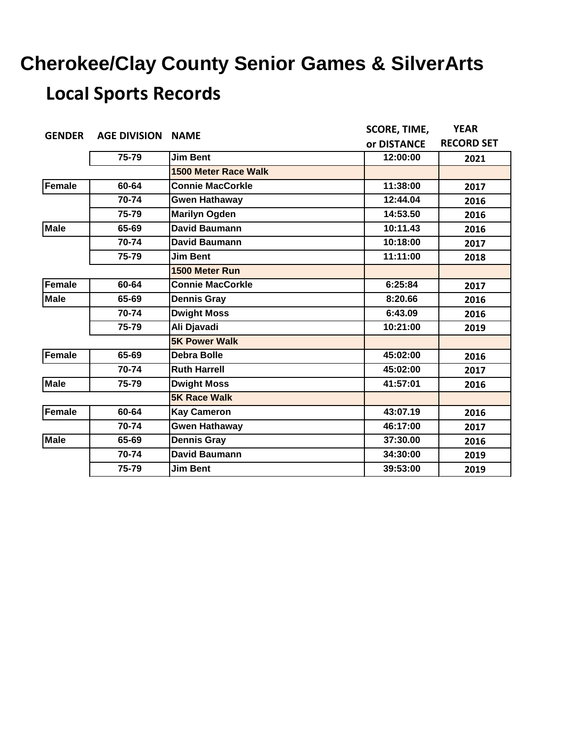# Cherokee/Clay County Senior Games & SilverArts

## Local Sports Records

| GENDER | AGE DIVISION | NAME | SCORE, TIME, or DISTANCE | YEAR RECORD SET |
|---|---|---|---|---|
| | 75-79 | Jim Bent | 12:00:00 | 2021 |
| | | **1500 Meter Race Walk** | | |
| Female | 60-64 | Connie MacCorkle | 11:38:00 | 2017 |
| | 70-74 | Gwen Hathaway | 12:44.04 | 2016 |
| | 75-79 | Marilyn Ogden | 14:53.50 | 2016 |
| Male | 65-69 | David Baumann | 10:11.43 | 2016 |
| | 70-74 | David Baumann | 10:18:00 | 2017 |
| | 75-79 | Jim Bent | 11:11:00 | 2018 |
| | | **1500 Meter Run** | | |
| Female | 60-64 | Connie MacCorkle | 6:25:84 | 2017 |
| Male | 65-69 | Dennis Gray | 8:20.66 | 2016 |
| | 70-74 | Dwight Moss | 6:43.09 | 2016 |
| | 75-79 | Ali Djavadi | 10:21:00 | 2019 |
| | | **5K Power Walk** | | |
| Female | 65-69 | Debra Bolle | 45:02:00 | 2016 |
| | 70-74 | Ruth Harrell | 45:02:00 | 2017 |
| Male | 75-79 | Dwight Moss | 41:57:01 | 2016 |
| | | **5K Race Walk** | | |
| Female | 60-64 | Kay Cameron | 43:07.19 | 2016 |
| | 70-74 | Gwen Hathaway | 46:17:00 | 2017 |
| Male | 65-69 | Dennis Gray | 37:30.00 | 2016 |
| | 70-74 | David Baumann | 34:30:00 | 2019 |
| | 75-79 | Jim Bent | 39:53:00 | 2019 |